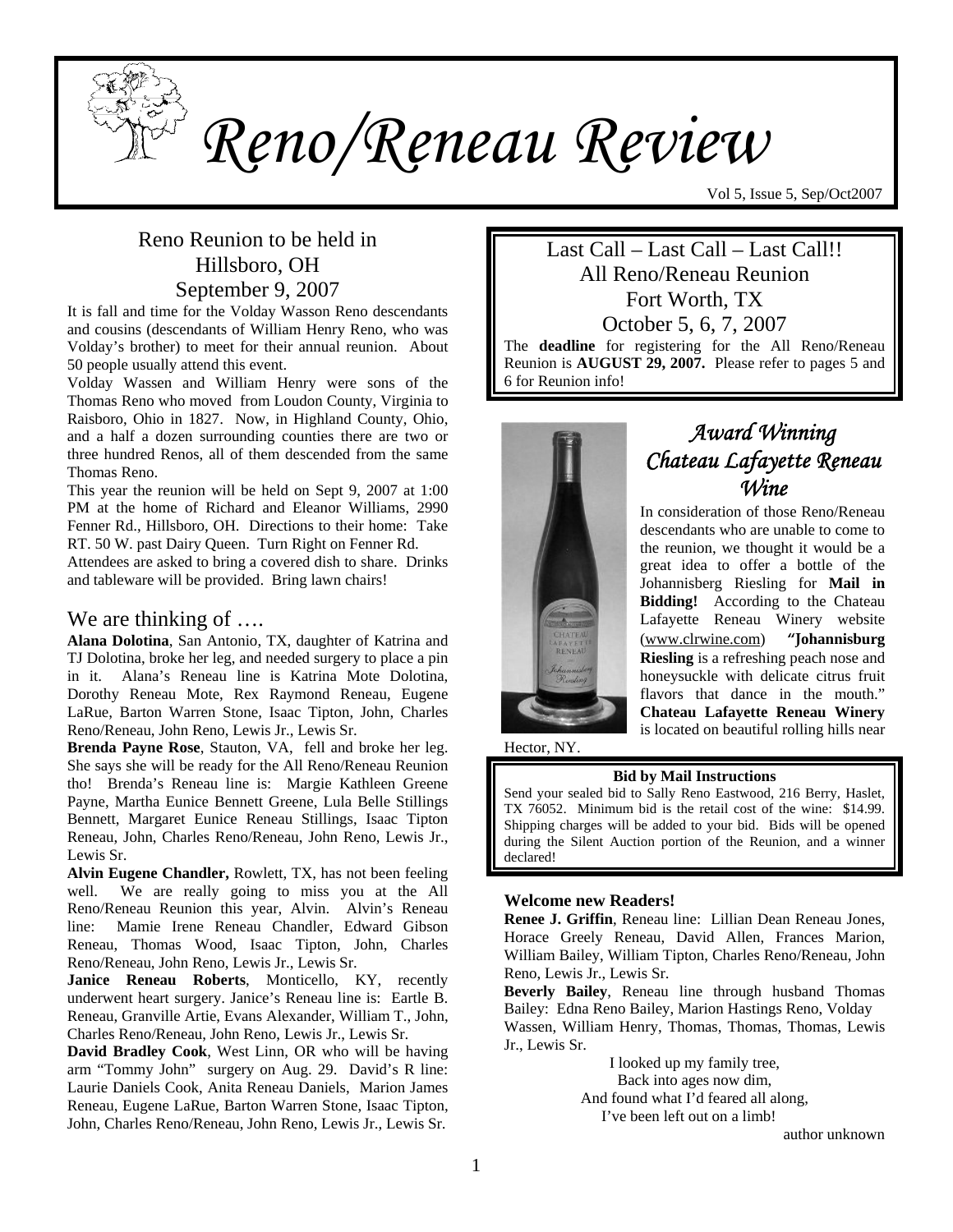# *Reno/Reneau Review*

Vol 5, Issue 5, Sep/Oct2007

## Reno Reunion to be held in Hillsboro, OH September 9, 2007

It is fall and time for the Volday Wasson Reno descendants and cousins (descendants of William Henry Reno, who was Volday's brother) to meet for their annual reunion. About 50 people usually attend this event.

Volday Wassen and William Henry were sons of the Thomas Reno who moved from Loudon County, Virginia to Raisboro, Ohio in 1827. Now, in Highland County, Ohio, and a half a dozen surrounding counties there are two or three hundred Renos, all of them descended from the same Thomas Reno.

This year the reunion will be held on Sept 9, 2007 at 1:00 PM at the home of Richard and Eleanor Williams, 2990 Fenner Rd., Hillsboro, OH. Directions to their home: Take RT. 50 W. past Dairy Queen. Turn Right on Fenner Rd.

Attendees are asked to bring a covered dish to share. Drinks and tableware will be provided. Bring lawn chairs!

## We are thinking of ….

**Alana Dolotina**, San Antonio, TX, daughter of Katrina and TJ Dolotina, broke her leg, and needed surgery to place a pin in it. Alana's Reneau line is Katrina Mote Dolotina, Dorothy Reneau Mote, Rex Raymond Reneau, Eugene LaRue, Barton Warren Stone, Isaac Tipton, John, Charles Reno/Reneau, John Reno, Lewis Jr., Lewis Sr.

**Brenda Payne Rose**, Stauton, VA, fell and broke her leg. She says she will be ready for the All Reno/Reneau Reunion tho! Brenda's Reneau line is: Margie Kathleen Greene Payne, Martha Eunice Bennett Greene, Lula Belle Stillings Bennett, Margaret Eunice Reneau Stillings, Isaac Tipton Reneau, John, Charles Reno/Reneau, John Reno, Lewis Jr., Lewis Sr.

**Alvin Eugene Chandler,** Rowlett, TX, has not been feeling well. We are really going to miss you at the All Reno/Reneau Reunion this year, Alvin. Alvin's Reneau line: Mamie Irene Reneau Chandler, Edward Gibson Reneau, Thomas Wood, Isaac Tipton, John, Charles Reno/Reneau, John Reno, Lewis Jr., Lewis Sr.

**Janice Reneau Roberts**, Monticello, KY, recently underwent heart surgery. Janice's Reneau line is: Eartle B. Reneau, Granville Artie, Evans Alexander, William T., John, Charles Reno/Reneau, John Reno, Lewis Jr., Lewis Sr.

**David Bradley Cook**, West Linn, OR who will be having arm "Tommy John" surgery on Aug. 29. David's R line: Laurie Daniels Cook, Anita Reneau Daniels, Marion James Reneau, Eugene LaRue, Barton Warren Stone, Isaac Tipton, John, Charles Reno/Reneau, John Reno, Lewis Jr., Lewis Sr.

## Last Call – Last Call – Last Call!! All Reno/Reneau Reunion Fort Worth, TX October 5, 6, 7, 2007

The **deadline** for registering for the All Reno/Reneau Reunion is **AUGUST 29, 2007.** Please refer to pages 5 and 6 for Reunion info!

## *Award Winning Chateau Lafayette Reneau Wine*

In consideration of those Reno/Reneau descendants who are unable to come to the reunion, we thought it would be a great idea to offer a bottle of the Johannisberg Riesling for **Mail in Bidding!** According to the Chateau Lafayette Reneau Winery website (www.clrwine.com) ***"Johannisburg Riesling** is a refreshing peach nose and honeysuckle with delicate citrus fruit flavors that dance in the mouth."* **Chateau Lafayette Reneau Winery** is located on beautiful rolling hills near Hector, NY.

**Bid by Mail Instructions**

Send your sealed bid to Sally Reno Eastwood, 216 Berry, Haslet, TX 76052. Minimum bid is the retail cost of the wine: $14.99. Shipping charges will be added to your bid. Bids will be opened during the Silent Auction portion of the Reunion, and a winner declared!

### Welcome new Readers!

**Renee J. Griffin**, Reneau line: Lillian Dean Reneau Jones, Horace Greely Reneau, David Allen, Frances Marion, William Bailey, William Tipton, Charles Reno/Reneau, John Reno, Lewis Jr., Lewis Sr.

**Beverly Bailey**, Reneau line through husband Thomas Bailey: Edna Reno Bailey, Marion Hastings Reno, Volday Wassen, William Henry, Thomas, Thomas, Thomas, Lewis Jr., Lewis Sr.

I looked up my family tree,  
Back into ages now dim,  
And found what I'd feared all along,  
I've been left out on a limb!

author unknown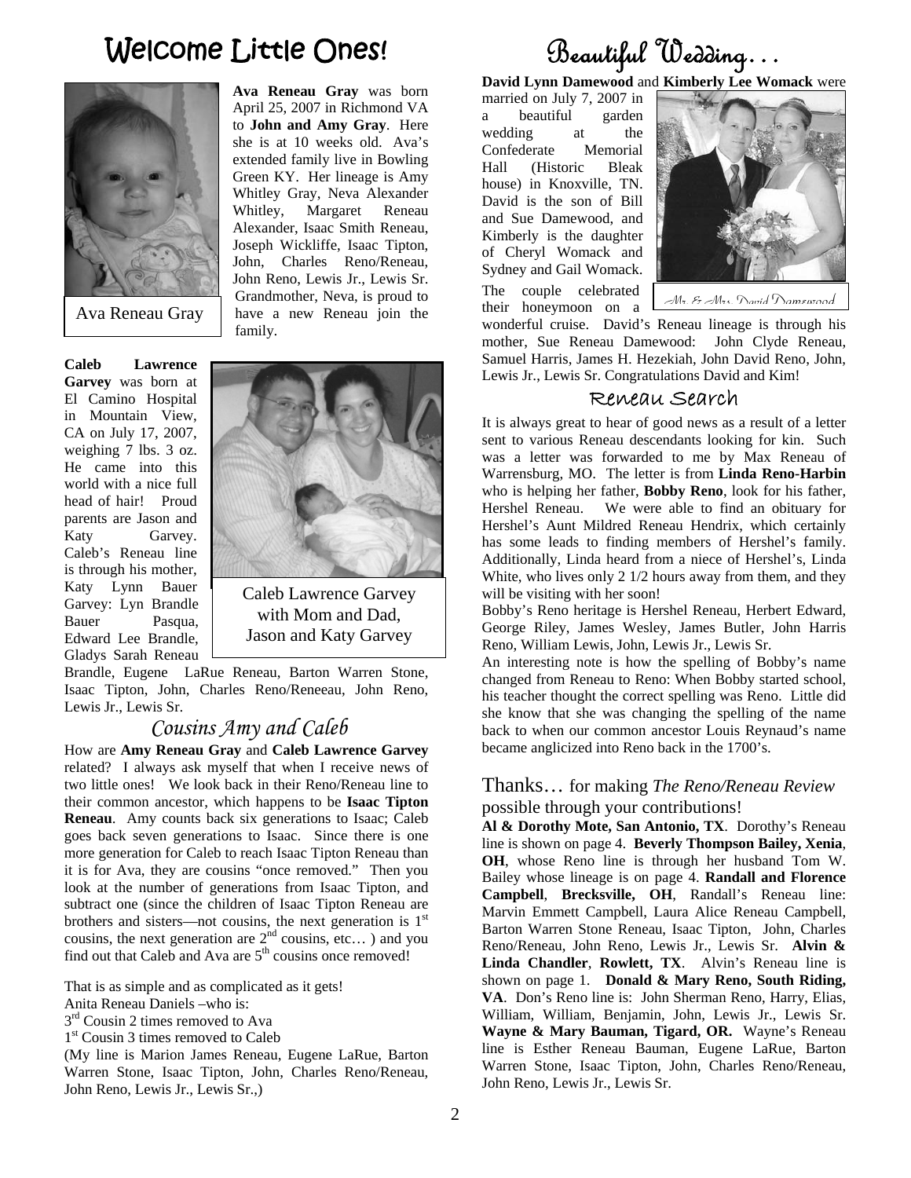# Welcome Little Ones!

**Ava Reneau Gray** was born April 25, 2007 in Richmond VA to **John and Amy Gray**. Here she is at 10 weeks old. Ava's extended family live in Bowling Green KY. Her lineage is Amy Whitley Gray, Neva Alexander Whitley, Margaret Reneau Alexander, Isaac Smith Reneau, Joseph Wickliffe, Isaac Tipton, John, Charles Reno/Reneau, John Reno, Lewis Jr., Lewis Sr. Grandmother, Neva, is proud to have a new Reneau join the family.

Ava Reneau Gray

**Caleb Lawrence Garvey** was born at El Camino Hospital in Mountain View, CA on July 17, 2007, weighing 7 lbs. 3 oz. He came into this world with a nice full head of hair! Proud parents are Jason and Katy Garvey. Caleb's Reneau line is through his mother, Katy Lynn Bauer Garvey: Lyn Brandle Bauer Pasqua, Edward Lee Brandle, Gladys Sarah Reneau Brandle, Eugene LaRue Reneau, Barton Warren Stone, Isaac Tipton, John, Charles Reno/Reneeau, John Reno, Lewis Jr., Lewis Sr.

Caleb Lawrence Garvey with Mom and Dad, Jason and Katy Garvey

## *Cousins Amy and Caleb*

How are **Amy Reneau Gray** and **Caleb Lawrence Garvey** related? I always ask myself that when I receive news of two little ones! We look back in their Reno/Reneau line to their common ancestor, which happens to be **Isaac Tipton Reneau**. Amy counts back six generations to Isaac; Caleb goes back seven generations to Isaac. Since there is one more generation for Caleb to reach Isaac Tipton Reneau than it is for Ava, they are cousins "once removed." Then you look at the number of generations from Isaac Tipton, and subtract one (since the children of Isaac Tipton Reneau are brothers and sisters—not cousins, the next generation is 1st cousins, the next generation are 2nd cousins, etc… ) and you find out that Caleb and Ava are 5th cousins once removed!

That is as simple and as complicated as it gets!
Anita Reneau Daniels –who is:
3rd Cousin 2 times removed to Ava
1st Cousin 3 times removed to Caleb
(My line is Marion James Reneau, Eugene LaRue, Barton Warren Stone, Isaac Tipton, John, Charles Reno/Reneau, John Reno, Lewis Jr., Lewis Sr.,)

# Beautiful Wedding…

**David Lynn Damewood** and **Kimberly Lee Womack** were married on July 7, 2007 in a beautiful garden wedding at the Confederate Memorial Hall (Historic Bleak house) in Knoxville, TN. David is the son of Bill and Sue Damewood, and Kimberly is the daughter of Cheryl Womack and Sydney and Gail Womack. The couple celebrated their honeymoon on a wonderful cruise. David's Reneau lineage is through his mother, Sue Reneau Damewood: John Clyde Reneau, Samuel Harris, James H. Hezekiah, John David Reno, John, Lewis Jr., Lewis Sr. Congratulations David and Kim!

Mr. & Mrs. David Damewood

## Reneau Search

It is always great to hear of good news as a result of a letter sent to various Reneau descendants looking for kin. Such was a letter was forwarded to me by Max Reneau of Warrensburg, MO. The letter is from **Linda Reno-Harbin** who is helping her father, **Bobby Reno**, look for his father, Hershel Reneau. We were able to find an obituary for Hershel's Aunt Mildred Reneau Hendrix, which certainly has some leads to finding members of Hershel's family. Additionally, Linda heard from a niece of Hershel's, Linda White, who lives only 2 1/2 hours away from them, and they will be visiting with her soon!

Bobby's Reno heritage is Hershel Reneau, Herbert Edward, George Riley, James Wesley, James Butler, John Harris Reno, William Lewis, John, Lewis Jr., Lewis Sr.

An interesting note is how the spelling of Bobby's name changed from Reneau to Reno: When Bobby started school, his teacher thought the correct spelling was Reno. Little did she know that she was changing the spelling of the name back to when our common ancestor Louis Reynaud's name became anglicized into Reno back in the 1700's.

## Thanks… for making *The Reno/Reneau Review* possible through your contributions!

**Al & Dorothy Mote, San Antonio, TX**. Dorothy's Reneau line is shown on page 4. **Beverly Thompson Bailey, Xenia**, **OH**, whose Reno line is through her husband Tom W. Bailey whose lineage is on page 4. **Randall and Florence Campbell**, **Brecksville, OH**, Randall's Reneau line: Marvin Emmett Campbell, Laura Alice Reneau Campbell, Barton Warren Stone Reneau, Isaac Tipton, John, Charles Reno/Reneau, John Reno, Lewis Jr., Lewis Sr. **Alvin & Linda Chandler**, **Rowlett, TX**. Alvin's Reneau line is shown on page 1. **Donald & Mary Reno, South Riding, VA**. Don's Reno line is: John Sherman Reno, Harry, Elias, William, William, Benjamin, John, Lewis Jr., Lewis Sr. **Wayne & Mary Bauman, Tigard, OR.** Wayne's Reneau line is Esther Reneau Bauman, Eugene LaRue, Barton Warren Stone, Isaac Tipton, John, Charles Reno/Reneau, John Reno, Lewis Jr., Lewis Sr.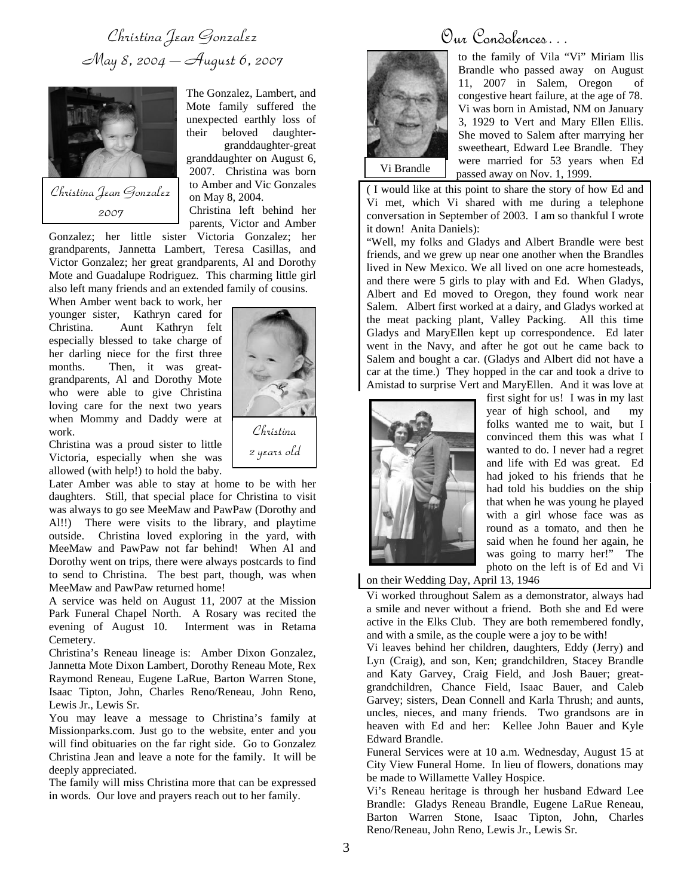## Christina Jean Gonzalez

### May 8, 2004 – August 6, 2007

Christina Jean Gonzalez 2007

The Gonzalez, Lambert, and Mote family suffered the unexpected earthly loss of their beloved daughter-granddaughter-great granddaughter on August 6, 2007. Christina was born to Amber and Vic Gonzales on May 8, 2004.

Christina left behind her parents, Victor and Amber Gonzalez; her little sister Victoria Gonzalez; her grandparents, Jannetta Lambert, Teresa Casillas, and Victor Gonzalez; her great grandparents, Al and Dorothy Mote and Guadalupe Rodriguez. This charming little girl also left many friends and an extended family of cousins.

When Amber went back to work, her younger sister, Kathryn cared for Christina. Aunt Kathryn felt especially blessed to take charge of her darling niece for the first three months. Then, it was great-grandparents, Al and Dorothy Mote who were able to give Christina loving care for the next two years when Mommy and Daddy were at work.

Christina 2 years old

Christina was a proud sister to little Victoria, especially when she was allowed (with help!) to hold the baby.

Later Amber was able to stay at home to be with her daughters. Still, that special place for Christina to visit was always to go see MeeMaw and PawPaw (Dorothy and Al!!) There were visits to the library, and playtime outside. Christina loved exploring in the yard, with MeeMaw and PawPaw not far behind! When Al and Dorothy went on trips, there were always postcards to find to send to Christina. The best part, though, was when MeeMaw and PawPaw returned home!

A service was held on August 11, 2007 at the Mission Park Funeral Chapel North. A Rosary was recited the evening of August 10. Interment was in Retama Cemetery.

Christina's Reneau lineage is: Amber Dixon Gonzalez, Jannetta Mote Dixon Lambert, Dorothy Reneau Mote, Rex Raymond Reneau, Eugene LaRue, Barton Warren Stone, Isaac Tipton, John, Charles Reno/Reneau, John Reno, Lewis Jr., Lewis Sr.

You may leave a message to Christina's family at Missionparks.com. Just go to the website, enter and you will find obituaries on the far right side. Go to Gonzalez Christina Jean and leave a note for the family. It will be deeply appreciated.

The family will miss Christina more that can be expressed in words. Our love and prayers reach out to her family.

## Our Condolences . . .

Vi Brandle

to the family of Vila "Vi" Miriam llis Brandle who passed away on August 11, 2007 in Salem, Oregon of congestive heart failure, at the age of 78. Vi was born in Amistad, NM on January 3, 1929 to Vert and Mary Ellen Ellis. She moved to Salem after marrying her sweetheart, Edward Lee Brandle. They were married for 53 years when Ed passed away on Nov. 1, 1999.

( I would like at this point to share the story of how Ed and Vi met, which Vi shared with me during a telephone conversation in September of 2003. I am so thankful I wrote it down! Anita Daniels):

"Well, my folks and Gladys and Albert Brandle were best friends, and we grew up near one another when the Brandles lived in New Mexico. We all lived on one acre homesteads, and there were 5 girls to play with and Ed. When Gladys, Albert and Ed moved to Oregon, they found work near Salem. Albert first worked at a dairy, and Gladys worked at the meat packing plant, Valley Packing. All this time Gladys and MaryEllen kept up correspondence. Ed later went in the Navy, and after he got out he came back to Salem and bought a car. (Gladys and Albert did not have a car at the time.) They hopped in the car and took a drive to Amistad to surprise Vert and MaryEllen. And it was love at first sight for us! I was in my last year of high school, and my folks wanted me to wait, but I convinced them this was what I wanted to do. I never had a regret and life with Ed was great. Ed had joked to his friends that he had told his buddies on the ship that when he was young he played with a girl whose face was as round as a tomato, and then he said when he found her again, he was going to marry her!" The photo on the left is of Ed and Vi on their Wedding Day, April 13, 1946

Vi worked throughout Salem as a demonstrator, always had a smile and never without a friend. Both she and Ed were active in the Elks Club. They are both remembered fondly, and with a smile, as the couple were a joy to be with!

Vi leaves behind her children, daughters, Eddy (Jerry) and Lyn (Craig), and son, Ken; grandchildren, Stacey Brandle and Katy Garvey, Craig Field, and Josh Bauer; great-grandchildren, Chance Field, Isaac Bauer, and Caleb Garvey; sisters, Dean Connell and Karla Thrush; and aunts, uncles, nieces, and many friends. Two grandsons are in heaven with Ed and her: Kellee John Bauer and Kyle Edward Brandle.

Funeral Services were at 10 a.m. Wednesday, August 15 at City View Funeral Home. In lieu of flowers, donations may be made to Willamette Valley Hospice.

Vi's Reneau heritage is through her husband Edward Lee Brandle: Gladys Reneau Brandle, Eugene LaRue Reneau, Barton Warren Stone, Isaac Tipton, John, Charles Reno/Reneau, John Reno, Lewis Jr., Lewis Sr.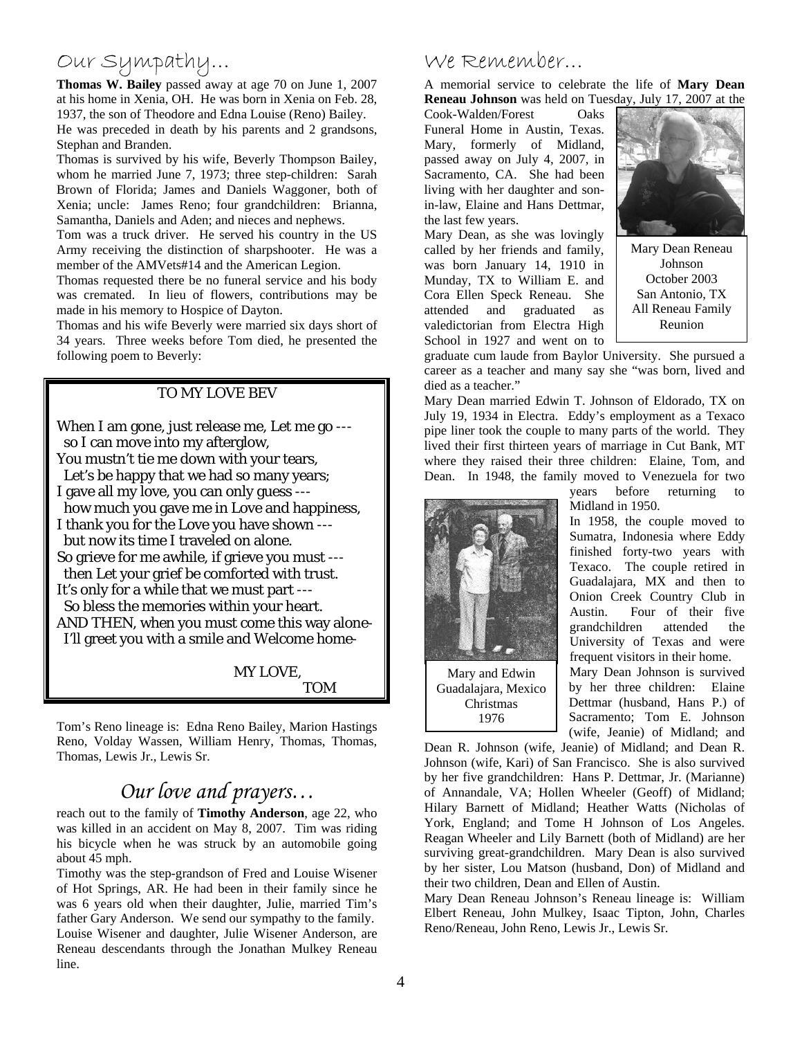## Our Sympathy…

**Thomas W. Bailey** passed away at age 70 on June 1, 2007 at his home in Xenia, OH. He was born in Xenia on Feb. 28, 1937, the son of Theodore and Edna Louise (Reno) Bailey.

He was preceded in death by his parents and 2 grandsons, Stephan and Branden.

Thomas is survived by his wife, Beverly Thompson Bailey, whom he married June 7, 1973; three step-children: Sarah Brown of Florida; James and Daniels Waggoner, both of Xenia; uncle: James Reno; four grandchildren: Brianna, Samantha, Daniels and Aden; and nieces and nephews.

Tom was a truck driver. He served his country in the US Army receiving the distinction of sharpshooter. He was a member of the AMVets#14 and the American Legion.

Thomas requested there be no funeral service and his body was cremated. In lieu of flowers, contributions may be made in his memory to Hospice of Dayton.

Thomas and his wife Beverly were married six days short of 34 years. Three weeks before Tom died, he presented the following poem to Beverly:

TO MY LOVE BEV

When I am gone, just release me, Let me go ---
so I can move into my afterglow,
You mustn't tie me down with your tears,
Let's be happy that we had so many years;
I gave all my love, you can only guess ---
how much you gave me in Love and happiness,
I thank you for the Love you have shown ---
but now its time I traveled on alone.
So grieve for me awhile, if grieve you must ---
then Let your grief be comforted with trust.
It's only for a while that we must part ---
So bless the memories within your heart.
AND THEN, when you must come this way alone-
I'll greet you with a smile and Welcome home-

MY LOVE,
TOM

Tom's Reno lineage is: Edna Reno Bailey, Marion Hastings Reno, Volday Wassen, William Henry, Thomas, Thomas, Thomas, Lewis Jr., Lewis Sr.

## *Our love and prayers…*

reach out to the family of **Timothy Anderson**, age 22, who was killed in an accident on May 8, 2007. Tim was riding his bicycle when he was struck by an automobile going about 45 mph.

Timothy was the step-grandson of Fred and Louise Wisener of Hot Springs, AR. He had been in their family since he was 6 years old when their daughter, Julie, married Tim's father Gary Anderson. We send our sympathy to the family.

Louise Wisener and daughter, Julie Wisener Anderson, are Reneau descendants through the Jonathan Mulkey Reneau line.

## We Remember…

A memorial service to celebrate the life of **Mary Dean Reneau Johnson** was held on Tuesday, July 17, 2007 at the Cook-Walden/Forest Oaks Funeral Home in Austin, Texas. Mary, formerly of Midland, passed away on July 4, 2007, in Sacramento, CA. She had been living with her daughter and son-in-law, Elaine and Hans Dettmar, the last few years.

Mary Dean Reneau Johnson
October 2003
San Antonio, TX
All Reneau Family Reunion

Mary Dean, as she was lovingly called by her friends and family, was born January 14, 1910 in Munday, TX to William E. and Cora Ellen Speck Reneau. She attended and graduated as valedictorian from Electra High School in 1927 and went on to graduate cum laude from Baylor University. She pursued a career as a teacher and many say she "was born, lived and died as a teacher."

Mary Dean married Edwin T. Johnson of Eldorado, TX on July 19, 1934 in Electra. Eddy's employment as a Texaco pipe liner took the couple to many parts of the world. They lived their first thirteen years of marriage in Cut Bank, MT where they raised their three children: Elaine, Tom, and Dean. In 1948, the family moved to Venezuela for two years before returning to Midland in 1950.

Mary and Edwin
Guadalajara, Mexico
Christmas
1976

In 1958, the couple moved to Sumatra, Indonesia where Eddy finished forty-two years with Texaco. The couple retired in Guadalajara, MX and then to Onion Creek Country Club in Austin. Four of their five grandchildren attended the University of Texas and were frequent visitors in their home.

Mary Dean Johnson is survived by her three children: Elaine Dettmar (husband, Hans P.) of Sacramento; Tom E. Johnson (wife, Jeanie) of Midland; and Dean R. Johnson (wife, Jeanie) of Midland; and Dean R. Johnson (wife, Kari) of San Francisco. She is also survived by her five grandchildren: Hans P. Dettmar, Jr. (Marianne) of Annandale, VA; Hollen Wheeler (Geoff) of Midland; Hilary Barnett of Midland; Heather Watts (Nicholas of York, England; and Tome H Johnson of Los Angeles. Reagan Wheeler and Lily Barnett (both of Midland) are her surviving great-grandchildren. Mary Dean is also survived by her sister, Lou Matson (husband, Don) of Midland and their two children, Dean and Ellen of Austin.

Mary Dean Reneau Johnson's Reneau lineage is: William Elbert Reneau, John Mulkey, Isaac Tipton, John, Charles Reno/Reneau, John Reno, Lewis Jr., Lewis Sr.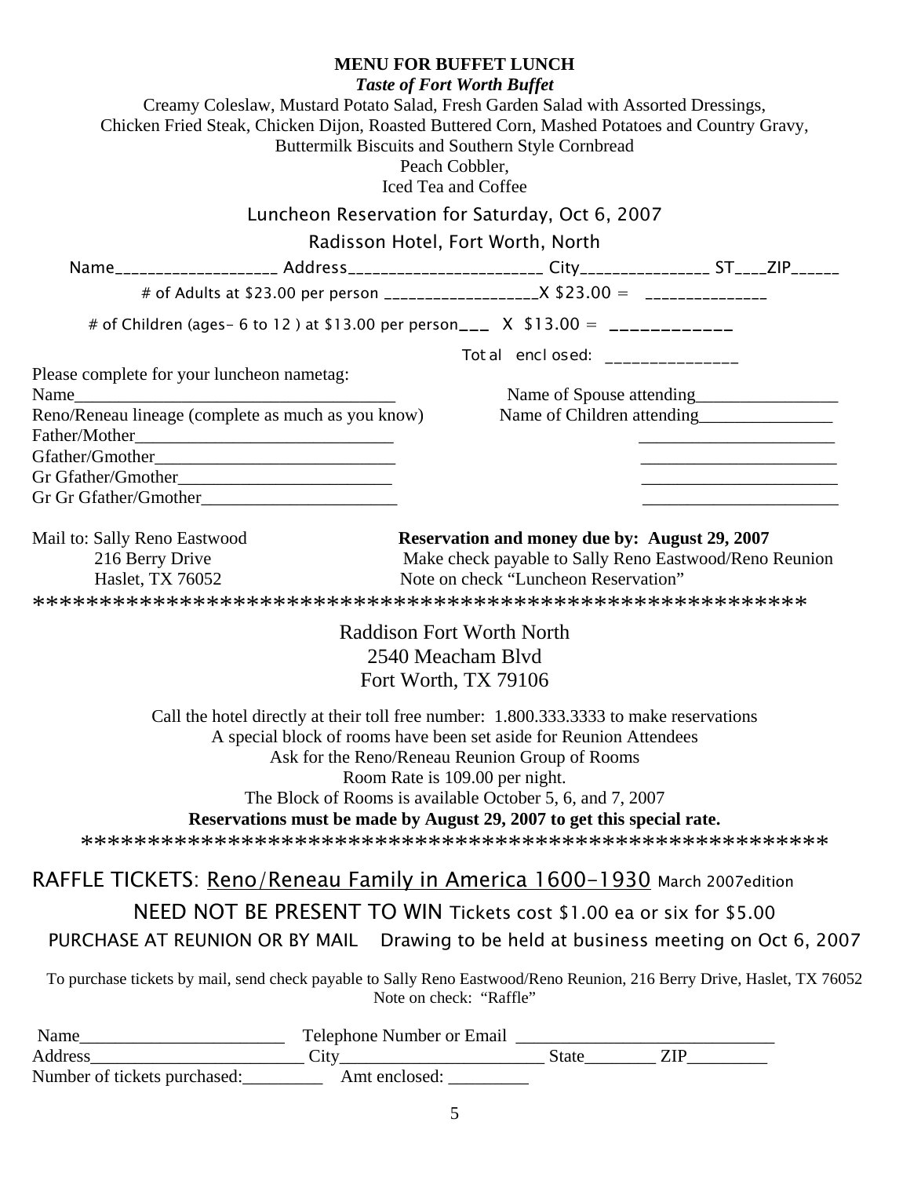**MENU FOR BUFFET LUNCH**

***Taste of Fort Worth Buffet***

Creamy Coleslaw, Mustard Potato Salad, Fresh Garden Salad with Assorted Dressings,
Chicken Fried Steak, Chicken Dijon, Roasted Buttered Corn, Mashed Potatoes and Country Gravy,
Buttermilk Biscuits and Southern Style Cornbread
Peach Cobbler,
Iced Tea and Coffee

Luncheon Reservation for Saturday, Oct 6, 2007

Radisson Hotel, Fort Worth, North

Name___________________ Address______________________ City_______________ ST____ZIP______

# of Adults at $23.00 per person __________________X $23.00 = ______________

# of Children (ages- 6 to 12 ) at $13.00 per person___ X $13.00 = ____________

Total enclosed: _______________

Please complete for your luncheon nametag:

Name_____________________________________

Reno/Reneau lineage (complete as much as you know)

Father/Mother____________________________

Gfather/Gmother___________________________

Gr Gfather/Gmother________________________

Gr Gr Gfather/Gmother______________________

Name of Spouse attending________________

Name of Children attending_______________

_______________________

_______________________

_______________________

_______________________

Mail to: Sally Reno Eastwood
216 Berry Drive
Haslet, TX 76052

**Reservation and money due by: August 29, 2007**
Make check payable to Sally Reno Eastwood/Reno Reunion
Note on check "Luncheon Reservation"

**********************************************************

Raddison Fort Worth North
2540 Meacham Blvd
Fort Worth, TX 79106

Call the hotel directly at their toll free number: 1.800.333.3333 to make reservations
A special block of rooms have been set aside for Reunion Attendees
Ask for the Reno/Reneau Reunion Group of Rooms
Room Rate is 109.00 per night.
The Block of Rooms is available October 5, 6, and 7, 2007
**Reservations must be made by August 29, 2007 to get this special rate.**

**********************************************************

RAFFLE TICKETS: Reno/Reneau Family in America 1600-1930 March 2007edition

NEED NOT BE PRESENT TO WIN Tickets cost $1.00 ea or six for $5.00

PURCHASE AT REUNION OR BY MAIL Drawing to be held at business meeting on Oct 6, 2007

To purchase tickets by mail, send check payable to Sally Reno Eastwood/Reno Reunion, 216 Berry Drive, Haslet, TX 76052
Note on check: "Raffle"

Name_______________________ Telephone Number or Email ____________________________

Address_______________________ City______________________ State________ ZIP_________

Number of tickets purchased:_________ Amt enclosed: _________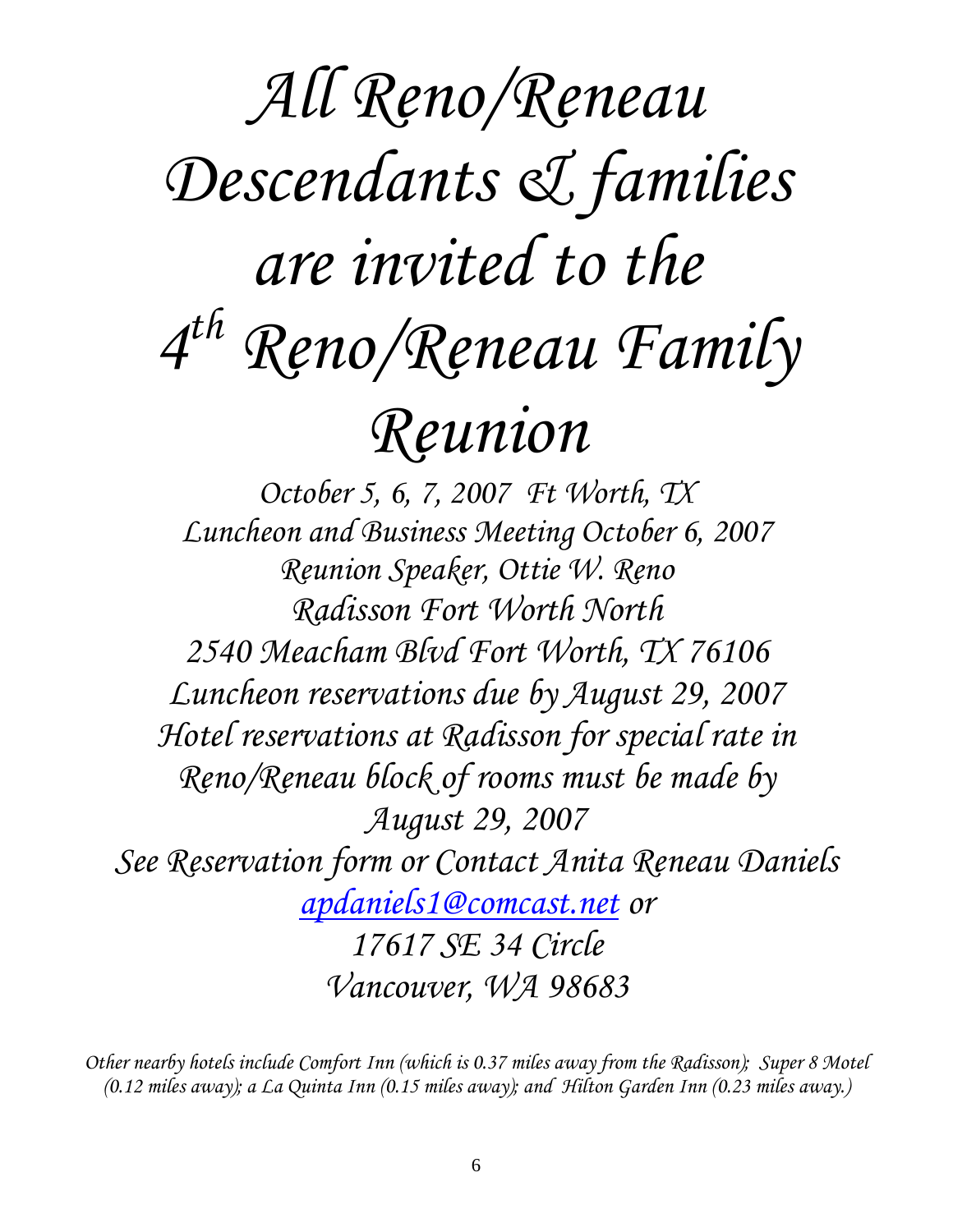# *All Reno/Reneau Descendants & families are invited to the 4th Reno/Reneau Family Reunion*

*October 5, 6, 7, 2007 Ft Worth, TX*

*Luncheon and Business Meeting October 6, 2007*

*Reunion Speaker, Ottie W. Reno*

*Radisson Fort Worth North*

*2540 Meacham Blvd Fort Worth, TX 76106*

*Luncheon reservations due by August 29, 2007*

*Hotel reservations at Radisson for special rate in Reno/Reneau block of rooms must be made by August 29, 2007*

*See Reservation form or Contact Anita Reneau Daniels*

*apdaniels1@comcast.net or*

*17617 SE 34 Circle*

*Vancouver, WA 98683*

*Other nearby hotels include Comfort Inn (which is 0.37 miles away from the Radisson); Super 8 Motel (0.12 miles away); a La Quinta Inn (0.15 miles away); and Hilton Garden Inn (0.23 miles away.)*